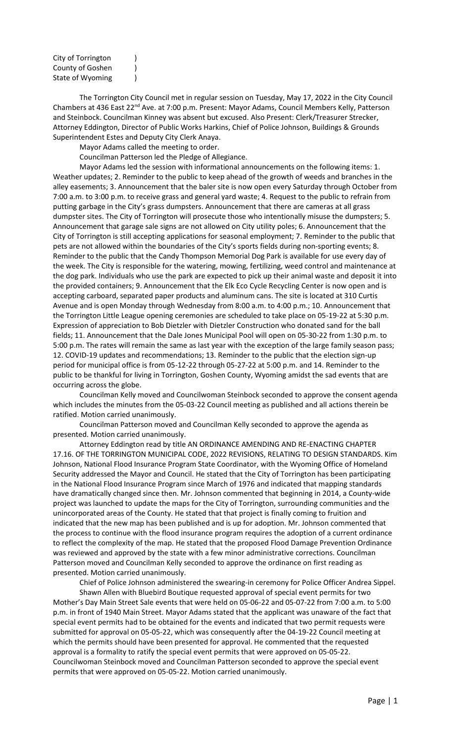City of Torrington )
County of Goshen )
State of Wyoming )

The Torrington City Council met in regular session on Tuesday, May 17, 2022 in the City Council Chambers at 436 East 22nd Ave. at 7:00 p.m. Present: Mayor Adams, Council Members Kelly, Patterson and Steinbock. Councilman Kinney was absent but excused. Also Present: Clerk/Treasurer Strecker, Attorney Eddington, Director of Public Works Harkins, Chief of Police Johnson, Buildings & Grounds Superintendent Estes and Deputy City Clerk Anaya.

Mayor Adams called the meeting to order.

Councilman Patterson led the Pledge of Allegiance.

Mayor Adams led the session with informational announcements on the following items: 1. Weather updates; 2. Reminder to the public to keep ahead of the growth of weeds and branches in the alley easements; 3. Announcement that the baler site is now open every Saturday through October from 7:00 a.m. to 3:00 p.m. to receive grass and general yard waste; 4. Request to the public to refrain from putting garbage in the City's grass dumpsters. Announcement that there are cameras at all grass dumpster sites. The City of Torrington will prosecute those who intentionally misuse the dumpsters; 5. Announcement that garage sale signs are not allowed on City utility poles; 6. Announcement that the City of Torrington is still accepting applications for seasonal employment; 7. Reminder to the public that pets are not allowed within the boundaries of the City's sports fields during non-sporting events; 8. Reminder to the public that the Candy Thompson Memorial Dog Park is available for use every day of the week. The City is responsible for the watering, mowing, fertilizing, weed control and maintenance at the dog park. Individuals who use the park are expected to pick up their animal waste and deposit it into the provided containers; 9. Announcement that the Elk Eco Cycle Recycling Center is now open and is accepting carboard, separated paper products and aluminum cans. The site is located at 310 Curtis Avenue and is open Monday through Wednesday from 8:00 a.m. to 4:00 p.m.; 10. Announcement that the Torrington Little League opening ceremonies are scheduled to take place on 05-19-22 at 5:30 p.m. Expression of appreciation to Bob Dietzler with Dietzler Construction who donated sand for the ball fields; 11. Announcement that the Dale Jones Municipal Pool will open on 05-30-22 from 1:30 p.m. to 5:00 p.m. The rates will remain the same as last year with the exception of the large family season pass; 12. COVID-19 updates and recommendations; 13. Reminder to the public that the election sign-up period for municipal office is from 05-12-22 through 05-27-22 at 5:00 p.m. and 14. Reminder to the public to be thankful for living in Torrington, Goshen County, Wyoming amidst the sad events that are occurring across the globe.

Councilman Kelly moved and Councilwoman Steinbock seconded to approve the consent agenda which includes the minutes from the 05-03-22 Council meeting as published and all actions therein be ratified. Motion carried unanimously.

Councilman Patterson moved and Councilman Kelly seconded to approve the agenda as presented. Motion carried unanimously.

Attorney Eddington read by title AN ORDINANCE AMENDING AND RE-ENACTING CHAPTER 17.16. OF THE TORRINGTON MUNICIPAL CODE, 2022 REVISIONS, RELATING TO DESIGN STANDARDS. Kim Johnson, National Flood Insurance Program State Coordinator, with the Wyoming Office of Homeland Security addressed the Mayor and Council. He stated that the City of Torrington has been participating in the National Flood Insurance Program since March of 1976 and indicated that mapping standards have dramatically changed since then. Mr. Johnson commented that beginning in 2014, a County-wide project was launched to update the maps for the City of Torrington, surrounding communities and the unincorporated areas of the County. He stated that that project is finally coming to fruition and indicated that the new map has been published and is up for adoption. Mr. Johnson commented that the process to continue with the flood insurance program requires the adoption of a current ordinance to reflect the complexity of the map. He stated that the proposed Flood Damage Prevention Ordinance was reviewed and approved by the state with a few minor administrative corrections. Councilman Patterson moved and Councilman Kelly seconded to approve the ordinance on first reading as presented. Motion carried unanimously.

Chief of Police Johnson administered the swearing-in ceremony for Police Officer Andrea Sippel.

Shawn Allen with Bluebird Boutique requested approval of special event permits for two Mother's Day Main Street Sale events that were held on 05-06-22 and 05-07-22 from 7:00 a.m. to 5:00 p.m. in front of 1940 Main Street. Mayor Adams stated that the applicant was unaware of the fact that special event permits had to be obtained for the events and indicated that two permit requests were submitted for approval on 05-05-22, which was consequently after the 04-19-22 Council meeting at which the permits should have been presented for approval. He commented that the requested approval is a formality to ratify the special event permits that were approved on 05-05-22. Councilwoman Steinbock moved and Councilman Patterson seconded to approve the special event permits that were approved on 05-05-22. Motion carried unanimously.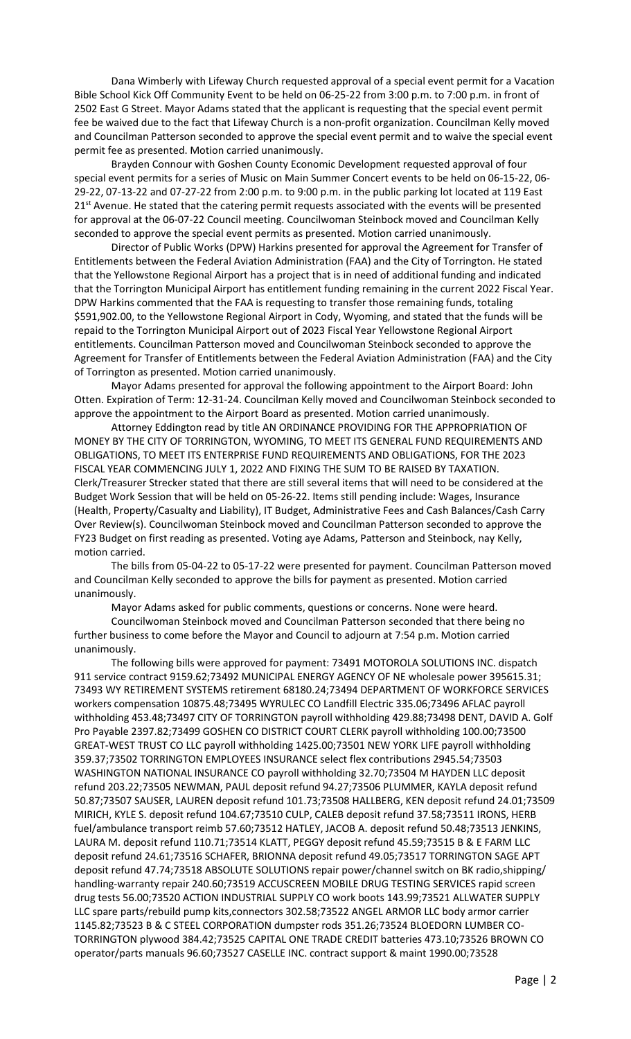Dana Wimberly with Lifeway Church requested approval of a special event permit for a Vacation Bible School Kick Off Community Event to be held on 06-25-22 from 3:00 p.m. to 7:00 p.m. in front of 2502 East G Street. Mayor Adams stated that the applicant is requesting that the special event permit fee be waived due to the fact that Lifeway Church is a non-profit organization. Councilman Kelly moved and Councilman Patterson seconded to approve the special event permit and to waive the special event permit fee as presented. Motion carried unanimously.

Brayden Connour with Goshen County Economic Development requested approval of four special event permits for a series of Music on Main Summer Concert events to be held on 06-15-22, 06-29-22, 07-13-22 and 07-27-22 from 2:00 p.m. to 9:00 p.m. in the public parking lot located at 119 East 21st Avenue. He stated that the catering permit requests associated with the events will be presented for approval at the 06-07-22 Council meeting. Councilwoman Steinbock moved and Councilman Kelly seconded to approve the special event permits as presented. Motion carried unanimously.

Director of Public Works (DPW) Harkins presented for approval the Agreement for Transfer of Entitlements between the Federal Aviation Administration (FAA) and the City of Torrington. He stated that the Yellowstone Regional Airport has a project that is in need of additional funding and indicated that the Torrington Municipal Airport has entitlement funding remaining in the current 2022 Fiscal Year. DPW Harkins commented that the FAA is requesting to transfer those remaining funds, totaling $591,902.00, to the Yellowstone Regional Airport in Cody, Wyoming, and stated that the funds will be repaid to the Torrington Municipal Airport out of 2023 Fiscal Year Yellowstone Regional Airport entitlements. Councilman Patterson moved and Councilwoman Steinbock seconded to approve the Agreement for Transfer of Entitlements between the Federal Aviation Administration (FAA) and the City of Torrington as presented. Motion carried unanimously.

Mayor Adams presented for approval the following appointment to the Airport Board: John Otten. Expiration of Term: 12-31-24. Councilman Kelly moved and Councilwoman Steinbock seconded to approve the appointment to the Airport Board as presented. Motion carried unanimously.

Attorney Eddington read by title AN ORDINANCE PROVIDING FOR THE APPROPRIATION OF MONEY BY THE CITY OF TORRINGTON, WYOMING, TO MEET ITS GENERAL FUND REQUIREMENTS AND OBLIGATIONS, TO MEET ITS ENTERPRISE FUND REQUIREMENTS AND OBLIGATIONS, FOR THE 2023 FISCAL YEAR COMMENCING JULY 1, 2022 AND FIXING THE SUM TO BE RAISED BY TAXATION. Clerk/Treasurer Strecker stated that there are still several items that will need to be considered at the Budget Work Session that will be held on 05-26-22. Items still pending include: Wages, Insurance (Health, Property/Casualty and Liability), IT Budget, Administrative Fees and Cash Balances/Cash Carry Over Review(s). Councilwoman Steinbock moved and Councilman Patterson seconded to approve the FY23 Budget on first reading as presented. Voting aye Adams, Patterson and Steinbock, nay Kelly, motion carried.

The bills from 05-04-22 to 05-17-22 were presented for payment. Councilman Patterson moved and Councilman Kelly seconded to approve the bills for payment as presented. Motion carried unanimously.

Mayor Adams asked for public comments, questions or concerns. None were heard.

Councilwoman Steinbock moved and Councilman Patterson seconded that there being no further business to come before the Mayor and Council to adjourn at 7:54 p.m. Motion carried unanimously.

The following bills were approved for payment: 73491 MOTOROLA SOLUTIONS INC. dispatch 911 service contract 9159.62;73492 MUNICIPAL ENERGY AGENCY OF NE wholesale power 395615.31; 73493 WY RETIREMENT SYSTEMS retirement 68180.24;73494 DEPARTMENT OF WORKFORCE SERVICES workers compensation 10875.48;73495 WYRULEC CO Landfill Electric 335.06;73496 AFLAC payroll withholding 453.48;73497 CITY OF TORRINGTON payroll withholding 429.88;73498 DENT, DAVID A. Golf Pro Payable 2397.82;73499 GOSHEN CO DISTRICT COURT CLERK payroll withholding 100.00;73500 GREAT-WEST TRUST CO LLC payroll withholding 1425.00;73501 NEW YORK LIFE payroll withholding 359.37;73502 TORRINGTON EMPLOYEES INSURANCE select flex contributions 2945.54;73503 WASHINGTON NATIONAL INSURANCE CO payroll withholding 32.70;73504 M HAYDEN LLC deposit refund 203.22;73505 NEWMAN, PAUL deposit refund 94.27;73506 PLUMMER, KAYLA deposit refund 50.87;73507 SAUSER, LAUREN deposit refund 101.73;73508 HALLBERG, KEN deposit refund 24.01;73509 MIRICH, KYLE S. deposit refund 104.67;73510 CULP, CALEB deposit refund 37.58;73511 IRONS, HERB fuel/ambulance transport reimb 57.60;73512 HATLEY, JACOB A. deposit refund 50.48;73513 JENKINS, LAURA M. deposit refund 110.71;73514 KLATT, PEGGY deposit refund 45.59;73515 B & E FARM LLC deposit refund 24.61;73516 SCHAFER, BRIONNA deposit refund 49.05;73517 TORRINGTON SAGE APT deposit refund 47.74;73518 ABSOLUTE SOLUTIONS repair power/channel switch on BK radio,shipping/ handling-warranty repair 240.60;73519 ACCUSCREEN MOBILE DRUG TESTING SERVICES rapid screen drug tests 56.00;73520 ACTION INDUSTRIAL SUPPLY CO work boots 143.99;73521 ALLWATER SUPPLY LLC spare parts/rebuild pump kits,connectors 302.58;73522 ANGEL ARMOR LLC body armor carrier 1145.82;73523 B & C STEEL CORPORATION dumpster rods 351.26;73524 BLOEDORN LUMBER CO-TORRINGTON plywood 384.42;73525 CAPITAL ONE TRADE CREDIT batteries 473.10;73526 BROWN CO operator/parts manuals 96.60;73527 CASELLE INC. contract support & maint 1990.00;73528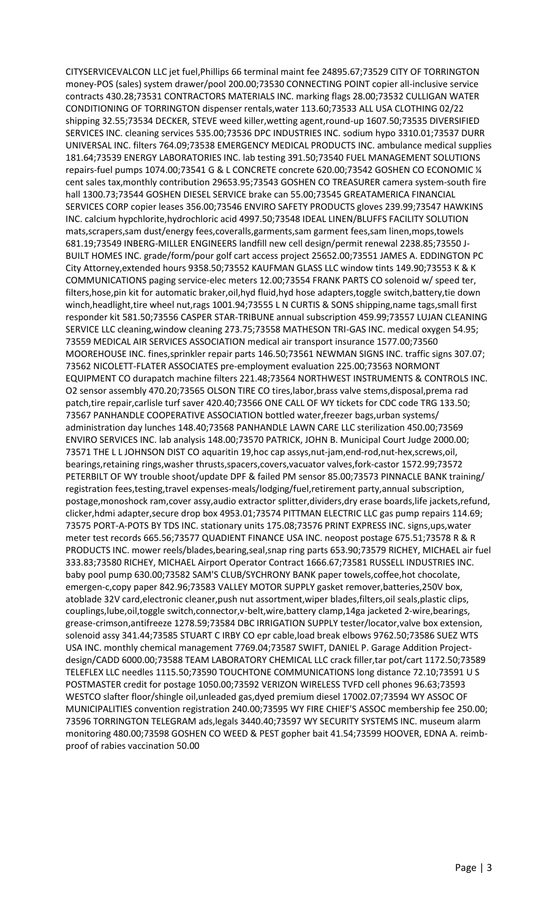CITYSERVICEVALCON LLC jet fuel,Phillips 66 terminal maint fee 24895.67;73529 CITY OF TORRINGTON money-POS (sales) system drawer/pool 200.00;73530 CONNECTING POINT copier all-inclusive service contracts 430.28;73531 CONTRACTORS MATERIALS INC. marking flags 28.00;73532 CULLIGAN WATER CONDITIONING OF TORRINGTON dispenser rentals,water 113.60;73533 ALL USA CLOTHING 02/22 shipping 32.55;73534 DECKER, STEVE weed killer,wetting agent,round-up 1607.50;73535 DIVERSIFIED SERVICES INC. cleaning services 535.00;73536 DPC INDUSTRIES INC. sodium hypo 3310.01;73537 DURR UNIVERSAL INC. filters 764.09;73538 EMERGENCY MEDICAL PRODUCTS INC. ambulance medical supplies 181.64;73539 ENERGY LABORATORIES INC. lab testing 391.50;73540 FUEL MANAGEMENT SOLUTIONS repairs-fuel pumps 1074.00;73541 G & L CONCRETE concrete 620.00;73542 GOSHEN CO ECONOMIC ¼ cent sales tax,monthly contribution 29653.95;73543 GOSHEN CO TREASURER camera system-south fire hall 1300.73;73544 GOSHEN DIESEL SERVICE brake can 55.00;73545 GREATAMERICA FINANCIAL SERVICES CORP copier leases 356.00;73546 ENVIRO SAFETY PRODUCTS gloves 239.99;73547 HAWKINS INC. calcium hypchlorite,hydrochloric acid 4997.50;73548 IDEAL LINEN/BLUFFS FACILITY SOLUTION mats,scrapers,sam dust/energy fees,coveralls,garments,sam garment fees,sam linen,mops,towels 681.19;73549 INBERG-MILLER ENGINEERS landfill new cell design/permit renewal 2238.85;73550 J-BUILT HOMES INC. grade/form/pour golf cart access project 25652.00;73551 JAMES A. EDDINGTON PC City Attorney,extended hours 9358.50;73552 KAUFMAN GLASS LLC window tints 149.90;73553 K & K COMMUNICATIONS paging service-elec meters 12.00;73554 FRANK PARTS CO solenoid w/ speed ter, filters,hose,pin kit for automatic braker,oil,hyd fluid,hyd hose adapters,toggle switch,battery,tie down winch,headlight,tire wheel nut,rags 1001.94;73555 L N CURTIS & SONS shipping,name tags,small first responder kit 581.50;73556 CASPER STAR-TRIBUNE annual subscription 459.99;73557 LUJAN CLEANING SERVICE LLC cleaning,window cleaning 273.75;73558 MATHESON TRI-GAS INC. medical oxygen 54.95; 73559 MEDICAL AIR SERVICES ASSOCIATION medical air transport insurance 1577.00;73560 MOOREHOUSE INC. fines,sprinkler repair parts 146.50;73561 NEWMAN SIGNS INC. traffic signs 307.07; 73562 NICOLETT-FLATER ASSOCIATES pre-employment evaluation 225.00;73563 NORMONT EQUIPMENT CO durapatch machine filters 221.48;73564 NORTHWEST INSTRUMENTS & CONTROLS INC. O2 sensor assembly 470.20;73565 OLSON TIRE CO tires,labor,brass valve stems,disposal,prema rad patch,tire repair,carlisle turf saver 420.40;73566 ONE CALL OF WY tickets for CDC code TRG 133.50; 73567 PANHANDLE COOPERATIVE ASSOCIATION bottled water,freezer bags,urban systems/ administration day lunches 148.40;73568 PANHANDLE LAWN CARE LLC sterilization 450.00;73569 ENVIRO SERVICES INC. lab analysis 148.00;73570 PATRICK, JOHN B. Municipal Court Judge 2000.00; 73571 THE L L JOHNSON DIST CO aquaritin 19,hoc cap assys,nut-jam,end-rod,nut-hex,screws,oil, bearings,retaining rings,washer thrusts,spacers,covers,vacuator valves,fork-castor 1572.99;73572 PETERBILT OF WY trouble shoot/update DPF & failed PM sensor 85.00;73573 PINNACLE BANK training/ registration fees,testing,travel expenses-meals/lodging/fuel,retirement party,annual subscription, postage,monoshock ram,cover assy,audio extractor splitter,dividers,dry erase boards,life jackets,refund, clicker,hdmi adapter,secure drop box 4953.01;73574 PITTMAN ELECTRIC LLC gas pump repairs 114.69; 73575 PORT-A-POTS BY TDS INC. stationary units 175.08;73576 PRINT EXPRESS INC. signs,ups,water meter test records 665.56;73577 QUADIENT FINANCE USA INC. neopost postage 675.51;73578 R & R PRODUCTS INC. mower reels/blades,bearing,seal,snap ring parts 653.90;73579 RICHEY, MICHAEL air fuel 333.83;73580 RICHEY, MICHAEL Airport Operator Contract 1666.67;73581 RUSSELL INDUSTRIES INC. baby pool pump 630.00;73582 SAM'S CLUB/SYCHRONY BANK paper towels,coffee,hot chocolate, emergen-c,copy paper 842.96;73583 VALLEY MOTOR SUPPLY gasket remover,batteries,250V box, atoblade 32V card,electronic cleaner,push nut assortment,wiper blades,filters,oil seals,plastic clips, couplings,lube,oil,toggle switch,connector,v-belt,wire,battery clamp,14ga jacketed 2-wire,bearings, grease-crimson,antifreeze 1278.59;73584 DBC IRRIGATION SUPPLY tester/locator,valve box extension, solenoid assy 341.44;73585 STUART C IRBY CO epr cable,load break elbows 9762.50;73586 SUEZ WTS USA INC. monthly chemical management 7769.04;73587 SWIFT, DANIEL P. Garage Addition Project-design/CADD 6000.00;73588 TEAM LABORATORY CHEMICAL LLC crack filler,tar pot/cart 1172.50;73589 TELEFLEX LLC needles 1115.50;73590 TOUCHTONE COMMUNICATIONS long distance 72.10;73591 U S POSTMASTER credit for postage 1050.00;73592 VERIZON WIRELESS TVFD cell phones 96.63;73593 WESTCO slafter floor/shingle oil,unleaded gas,dyed premium diesel 17002.07;73594 WY ASSOC OF MUNICIPALITIES convention registration 240.00;73595 WY FIRE CHIEF'S ASSOC membership fee 250.00; 73596 TORRINGTON TELEGRAM ads,legals 3440.40;73597 WY SECURITY SYSTEMS INC. museum alarm monitoring 480.00;73598 GOSHEN CO WEED & PEST gopher bait 41.54;73599 HOOVER, EDNA A. reimb-proof of rabies vaccination 50.00